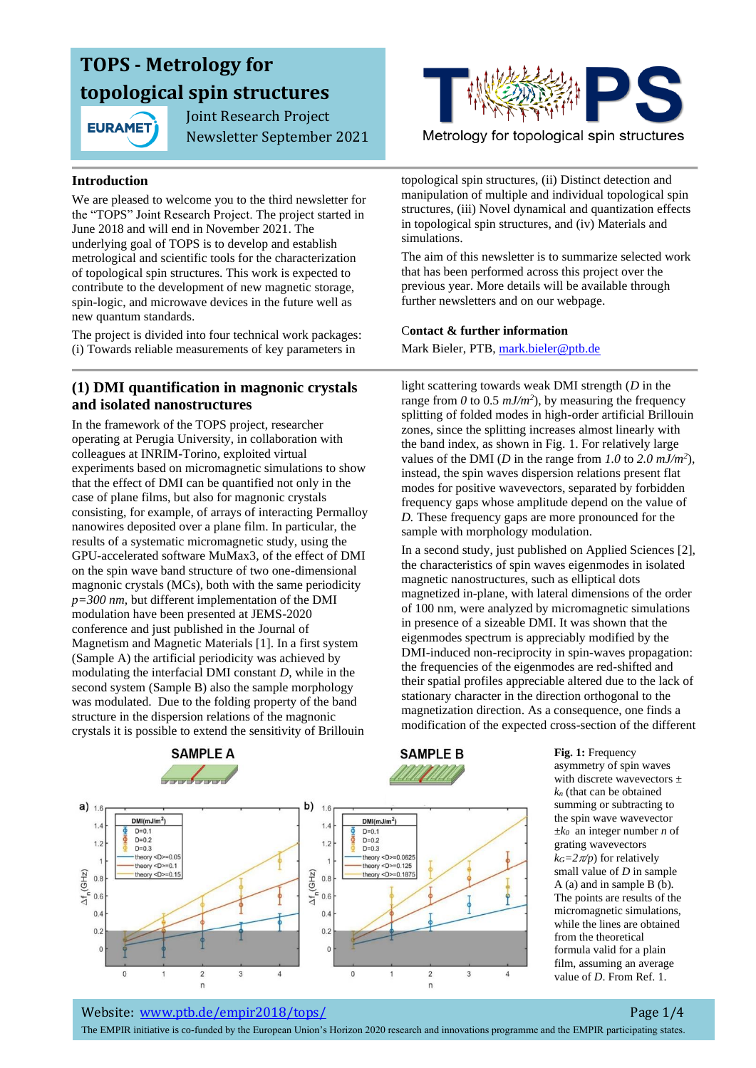# TOPS - Metrology for topological spin structures

Joint Research Project
Newsletter September 2021

Metrology for topological spin structures

## Introduction

We are pleased to welcome you to the third newsletter for the "TOPS" Joint Research Project. The project started in June 2018 and will end in November 2021. The underlying goal of TOPS is to develop and establish metrological and scientific tools for the characterization of topological spin structures. This work is expected to contribute to the development of new magnetic storage, spin-logic, and microwave devices in the future well as new quantum standards.

The project is divided into four technical work packages: (i) Towards reliable measurements of key parameters in topological spin structures, (ii) Distinct detection and manipulation of multiple and individual topological spin structures, (iii) Novel dynamical and quantization effects in topological spin structures, and (iv) Materials and simulations.

The aim of this newsletter is to summarize selected work that has been performed across this project over the previous year. More details will be available through further newsletters and on our webpage.

### Contact & further information

Mark Bieler, PTB, mark.bieler@ptb.de

## (1) DMI quantification in magnonic crystals and isolated nanostructures

In the framework of the TOPS project, researcher operating at Perugia University, in collaboration with colleagues at INRIM-Torino, exploited virtual experiments based on micromagnetic simulations to show that the effect of DMI can be quantified not only in the case of plane films, but also for magnonic crystals consisting, for example, of arrays of interacting Permalloy nanowires deposited over a plane film. In particular, the results of a systematic micromagnetic study, using the GPU-accelerated software MuMax3, of the effect of DMI on the spin wave band structure of two one-dimensional magnonic crystals (MCs), both with the same periodicity *p=300 nm*, but different implementation of the DMI modulation have been presented at JEMS-2020 conference and just published in the Journal of Magnetism and Magnetic Materials [1]. In a first system (Sample A) the artificial periodicity was achieved by modulating the interfacial DMI constant *D*, while in the second system (Sample B) also the sample morphology was modulated. Due to the folding property of the band structure in the dispersion relations of the magnonic crystals it is possible to extend the sensitivity of Brillouin light scattering towards weak DMI strength (*D* in the range from *0* to *0.5* $mJ/m^2$), by measuring the frequency splitting of folded modes in high-order artificial Brillouin zones, since the splitting increases almost linearly with the band index, as shown in Fig. 1. For relatively large values of the DMI (*D* in the range from *1.0* to *2.0* $mJ/m^2$), instead, the spin waves dispersion relations present flat modes for positive wavevectors, separated by forbidden frequency gaps whose amplitude depend on the value of *D.* These frequency gaps are more pronounced for the sample with morphology modulation.

In a second study, just published on Applied Sciences [2], the characteristics of spin waves eigenmodes in isolated magnetic nanostructures, such as elliptical dots magnetized in-plane, with lateral dimensions of the order of 100 nm, were analyzed by micromagnetic simulations in presence of a sizeable DMI. It was shown that the eigenmodes spectrum is appreciably modified by the DMI-induced non-reciprocity in spin-waves propagation: the frequencies of the eigenmodes are red-shifted and their spatial profiles appreciable altered due to the lack of stationary character in the direction orthogonal to the magnetization direction. As a consequence, one finds a modification of the expected cross-section of the different

**Fig. 1:** Frequency asymmetry of spin waves with discrete wavevectors $\pm k_n$ (that can be obtained summing or subtracting to the spin wave wavevector $\pm k_0$ an integer number *n* of grating wavevectors $k_G=2\pi/p$) for relatively small value of *D* in sample A (a) and in sample B (b). The points are results of the micromagnetic simulations, while the lines are obtained from the theoretical formula valid for a plain film, assuming an average value of *D*. From Ref. 1.

Website: www.ptb.de/empir2018/tops/

The EMPIR initiative is co-funded by the European Union's Horizon 2020 research and innovations programme and the EMPIR participating states.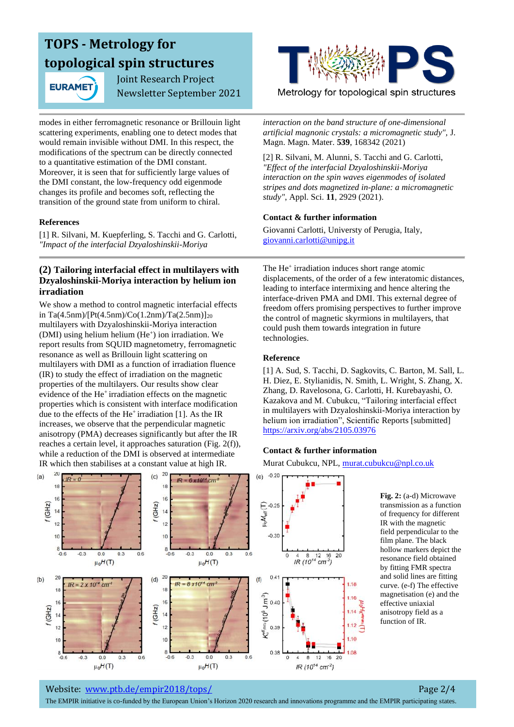# TOPS - Metrology for topological spin structures

Joint Research Project Newsletter September 2021

modes in either ferromagnetic resonance or Brillouin light scattering experiments, enabling one to detect modes that would remain invisible without DMI. In this respect, the modifications of the spectrum can be directly connected to a quantitative estimation of the DMI constant. Moreover, it is seen that for sufficiently large values of the DMI constant, the low-frequency odd eigenmode changes its profile and becomes soft, reflecting the transition of the ground state from uniform to chiral.

**References**

[1] R. Silvani, M. Kuepferling, S. Tacchi and G. Carlotti, *"Impact of the interfacial Dzyaloshinskii-Moriya interaction on the band structure of one-dimensional artificial magnonic crystals: a micromagnetic study"*, J. Magn. Magn. Mater. **539**, 168342 (2021)

[2] R. Silvani, M. Alunni, S. Tacchi and G. Carlotti, *"Effect of the interfacial Dzyaloshinskii-Moriya interaction on the spin waves eigenmodes of isolated stripes and dots magnetized in-plane: a micromagnetic study"*, Appl. Sci. **11**, 2929 (2021).

**Contact & further information**

Giovanni Carlotti, Universty of Perugia, Italy, giovanni.carlotti@unipg.it

## (2) Tailoring interfacial effect in multilayers with Dzyaloshinskii-Moriya interaction by helium ion irradiation

We show a method to control magnetic interfacial effects in Ta(4.5nm)/[Pt(4.5nm)/Co(1.2nm)/Ta(2.5nm)]$_{20}$ multilayers with Dzyaloshinskii-Moriya interaction (DMI) using helium helium ($He^+$) ion irradiation. We report results from SQUID magnetometry, ferromagnetic resonance as well as Brillouin light scattering on multilayers with DMI as a function of irradiation fluence (IR) to study the effect of irradiation on the magnetic properties of the multilayers. Our results show clear evidence of the $He^+$ irradiation effects on the magnetic properties which is consistent with interface modification due to the effects of the $He^+$ irradiation [1]. As the IR increases, we observe that the perpendicular magnetic anisotropy (PMA) decreases significantly but after the IR reaches a certain level, it approaches saturation (Fig. 2(f)), while a reduction of the DMI is observed at intermediate IR which then stabilises at a constant value at high IR.

The $He^+$ irradiation induces short range atomic displacements, of the order of a few interatomic distances, leading to interface intermixing and hence altering the interface-driven PMA and DMI. This external degree of freedom offers promising perspectives to further improve the control of magnetic skyrmions in multilayers, that could push them towards integration in future technologies.

**Reference**

[1] A. Sud, S. Tacchi, D. Sagkovits, C. Barton, M. Sall, L. H. Diez, E. Stylianidis, N. Smith, L. Wright, S. Zhang, X. Zhang, D. Ravelosona, G. Carlotti, H. Kurebayashi, O. Kazakova and M. Cubukcu, "Tailoring interfacial effect in multilayers with Dzyaloshinskii-Moriya interaction by helium ion irradiation", Scientific Reports [submitted] https://arxiv.org/abs/2105.03976

**Contact & further information**

Murat Cubukcu, NPL, murat.cubukcu@npl.co.uk

**Fig. 2:** (a-d) Microwave transmission as a function of frequency for different IR with the magnetic field perpendicular to the film plane. The black hollow markers depict the resonance field obtained by fitting FMR spectra and solid lines are fitting curve. (e-f) The effective magnetisation (e) and the effective uniaxial anisotropy field as a function of IR.

Website: www.ptb.de/empir2018/tops/

The EMPIR initiative is co-funded by the European Union's Horizon 2020 research and innovations programme and the EMPIR participating states.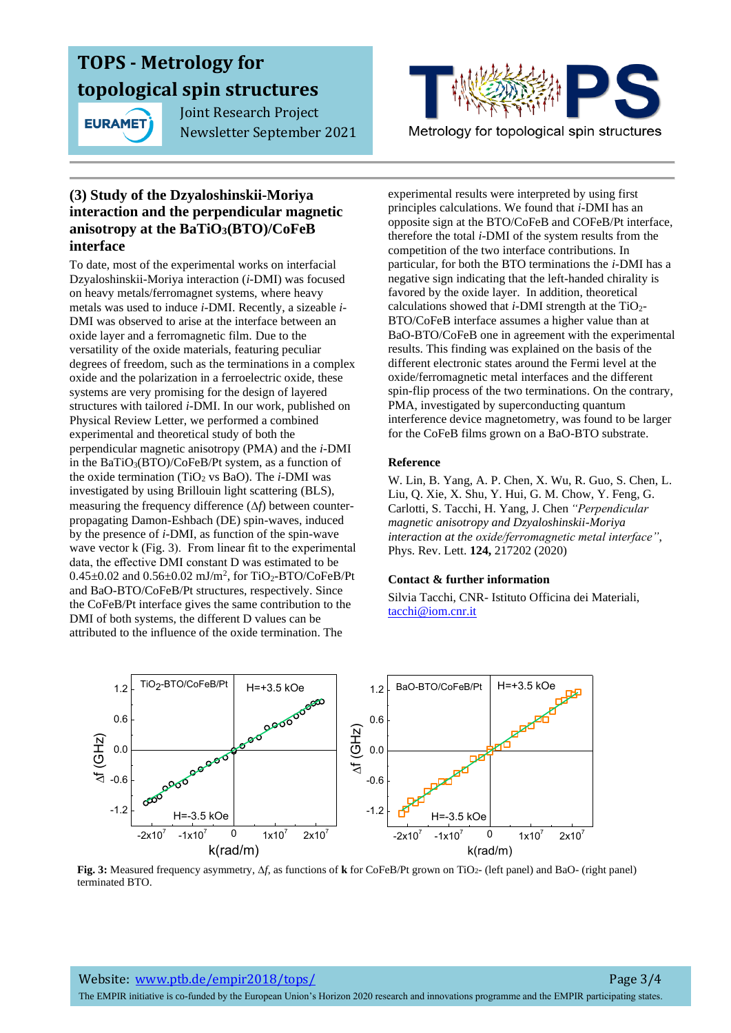## (3) Study of the Dzyaloshinskii-Moriya interaction and the perpendicular magnetic anisotropy at the $BaTiO_3$(BTO)/CoFeB interface

To date, most of the experimental works on interfacial Dzyaloshinskii-Moriya interaction (*i*-DMI) was focused on heavy metals/ferromagnet systems, where heavy metals was used to induce *i*-DMI. Recently, a sizeable *i*-DMI was observed to arise at the interface between an oxide layer and a ferromagnetic film. Due to the versatility of the oxide materials, featuring peculiar degrees of freedom, such as the terminations in a complex oxide and the polarization in a ferroelectric oxide, these systems are very promising for the design of layered structures with tailored *i*-DMI. In our work, published on Physical Review Letter, we performed a combined experimental and theoretical study of both the perpendicular magnetic anisotropy (PMA) and the *i*-DMI in the $BaTiO_3$(BTO)/CoFeB/Pt system, as a function of the oxide termination ($TiO_2$ vs BaO). The *i*-DMI was investigated by using Brillouin light scattering (BLS), measuring the frequency difference ($\Delta f$) between counter-propagating Damon-Eshbach (DE) spin-waves, induced by the presence of *i*-DMI, as function of the spin-wave wave vector k (Fig. 3). From linear fit to the experimental data, the effective DMI constant D was estimated to be $0.45\pm0.02$ and $0.56\pm0.02$ mJ/m$^2$, for $TiO_2$-BTO/CoFeB/Pt and BaO-BTO/CoFeB/Pt structures, respectively. Since the CoFeB/Pt interface gives the same contribution to the DMI of both systems, the different D values can be attributed to the influence of the oxide termination. The experimental results were interpreted by using first principles calculations. We found that *i*-DMI has an opposite sign at the BTO/CoFeB and COFeB/Pt interface, therefore the total *i*-DMI of the system results from the competition of the two interface contributions. In particular, for both the BTO terminations the *i*-DMI has a negative sign indicating that the left-handed chirality is favored by the oxide layer. In addition, theoretical calculations showed that *i*-DMI strength at the $TiO_2$-BTO/CoFeB interface assumes a higher value than at BaO-BTO/CoFeB one in agreement with the experimental results. This finding was explained on the basis of the different electronic states around the Fermi level at the oxide/ferromagnetic metal interfaces and the different spin-flip process of the two terminations. On the contrary, PMA, investigated by superconducting quantum interference device magnetometry, was found to be larger for the CoFeB films grown on a BaO-BTO substrate.

### Reference

W. Lin, B. Yang, A. P. Chen, X. Wu, R. Guo, S. Chen, L. Liu, Q. Xie, X. Shu, Y. Hui, G. M. Chow, Y. Feng, G. Carlotti, S. Tacchi, H. Yang, J. Chen *"Perpendicular magnetic anisotropy and Dzyaloshinskii-Moriya interaction at the oxide/ferromagnetic metal interface"*, Phys. Rev. Lett. **124,** 217202 (2020)

### Contact & further information

Silvia Tacchi, CNR- Istituto Officina dei Materiali, [tacchi@iom.cnr.it](mailto:tacchi@iom.cnr.it)

**Fig. 3:** Measured frequency asymmetry, $\Delta f$, as functions of **k** for CoFeB/Pt grown on $TiO_2$- (left panel) and BaO- (right panel) terminated BTO.

Website: [www.ptb.de/empir2018/tops/](http://www.ptb.de/empir2018/tops/)

The EMPIR initiative is co-funded by the European Union's Horizon 2020 research and innovations programme and the EMPIR participating states.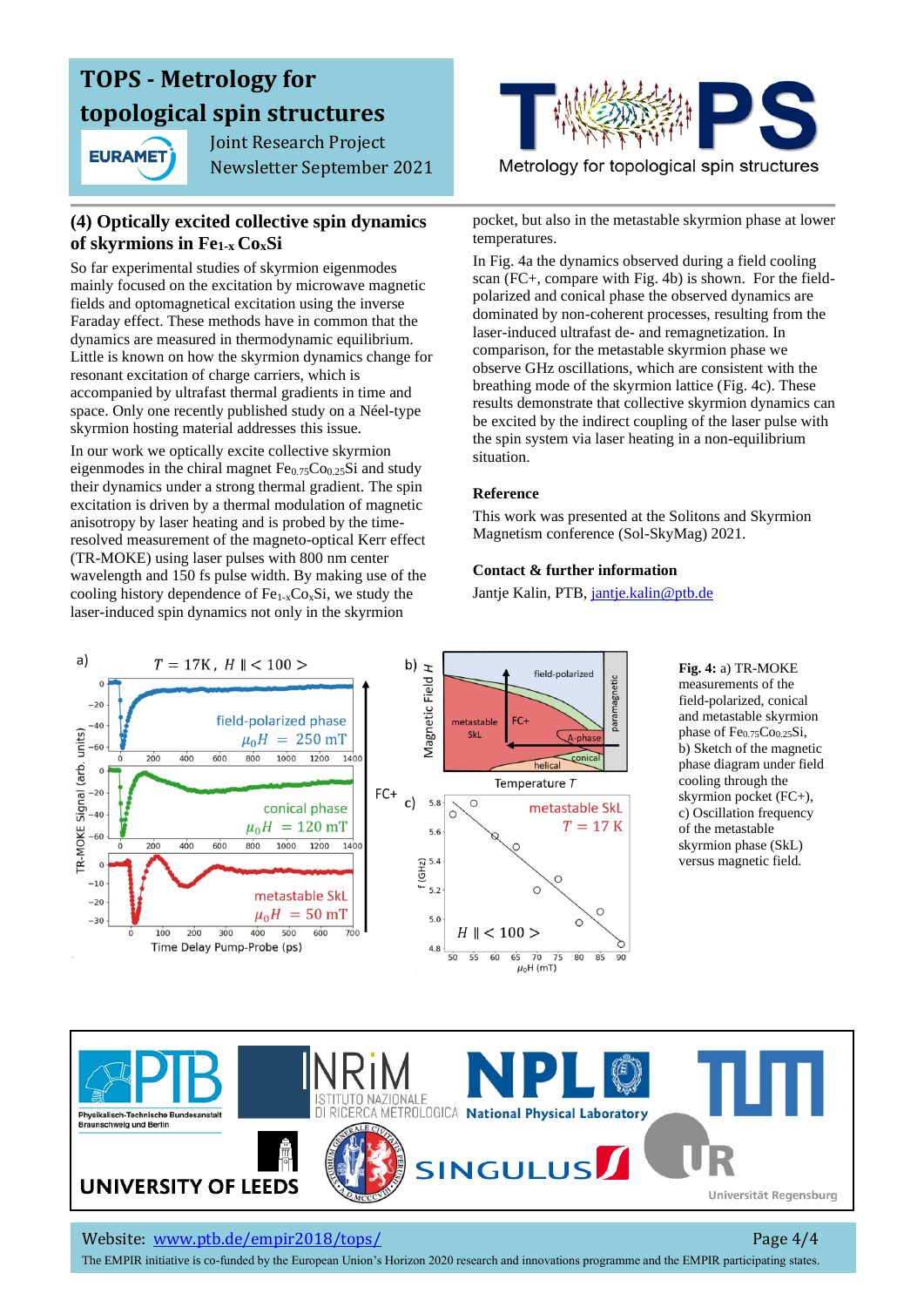# TOPS - Metrology for topological spin structures

Joint Research Project
Newsletter September 2021

Metrology for topological spin structures

## (4) Optically excited collective spin dynamics of skyrmions in $Fe_{1-x}Co_xSi$

So far experimental studies of skyrmion eigenmodes mainly focused on the excitation by microwave magnetic fields and optomagnetical excitation using the inverse Faraday effect. These methods have in common that the dynamics are measured in thermodynamic equilibrium. Little is known on how the skyrmion dynamics change for resonant excitation of charge carriers, which is accompanied by ultrafast thermal gradients in time and space. Only one recently published study on a Néel-type skyrmion hosting material addresses this issue.

In our work we optically excite collective skyrmion eigenmodes in the chiral magnet $Fe_{0.75}Co_{0.25}Si$ and study their dynamics under a strong thermal gradient. The spin excitation is driven by a thermal modulation of magnetic anisotropy by laser heating and is probed by the time-resolved measurement of the magneto-optical Kerr effect (TR-MOKE) using laser pulses with 800 nm center wavelength and 150 fs pulse width. By making use of the cooling history dependence of $Fe_{1-x}Co_xSi$, we study the laser-induced spin dynamics not only in the skyrmion pocket, but also in the metastable skyrmion phase at lower temperatures.

In Fig. 4a the dynamics observed during a field cooling scan (FC+, compare with Fig. 4b) is shown. For the field-polarized and conical phase the observed dynamics are dominated by non-coherent processes, resulting from the laser-induced ultrafast de- and remagnetization. In comparison, for the metastable skyrmion phase we observe GHz oscillations, which are consistent with the breathing mode of the skyrmion lattice (Fig. 4c). These results demonstrate that collective skyrmion dynamics can be excited by the indirect coupling of the laser pulse with the spin system via laser heating in a non-equilibrium situation.

### Reference

This work was presented at the Solitons and Skyrmion Magnetism conference (Sol-SkyMag) 2021.

### Contact & further information

Jantje Kalin, PTB, [jantje.kalin@ptb.de](mailto:jantje.kalin@ptb.de)

a) $T = 17\text{K}$, $H \parallel <100>$

field-polarized phase $\mu_0 H = 250$ mT

conical phase $\mu_0 H = 120$ mT

metastable SkL $\mu_0 H = 50$ mT

TR-MOKE Signal (arb. units)

Time Delay Pump-Probe (ps)

FC+

b) Magnetic Field $H$

field-polarized, metastable SkL, FC+, A-phase, helical, conical, paramagnetic

Temperature $T$

c) metastable SkL $T = 17$ K

$H \parallel <100>$

f (GHz)

$\mu_0$H (mT)

**Fig. 4:** a) TR-MOKE measurements of the field-polarized, conical and metastable skyrmion phase of $Fe_{0.75}Co_{0.25}Si$, b) Sketch of the magnetic phase diagram under field cooling through the skyrmion pocket (FC+), c) Oscillation frequency of the metastable skyrmion phase (SkL) versus magnetic field.

PTB Physikalisch-Technische Bundesanstalt Braunschweig und Berlin · INRiM Istituto Nazionale di Ricerca Metrologica · NPL National Physical Laboratory · TUM · University of Leeds · Singulus · Universität Regensburg

Website: [www.ptb.de/empir2018/tops/](http://www.ptb.de/empir2018/tops/)

The EMPIR initiative is co-funded by the European Union's Horizon 2020 research and innovations programme and the EMPIR participating states.